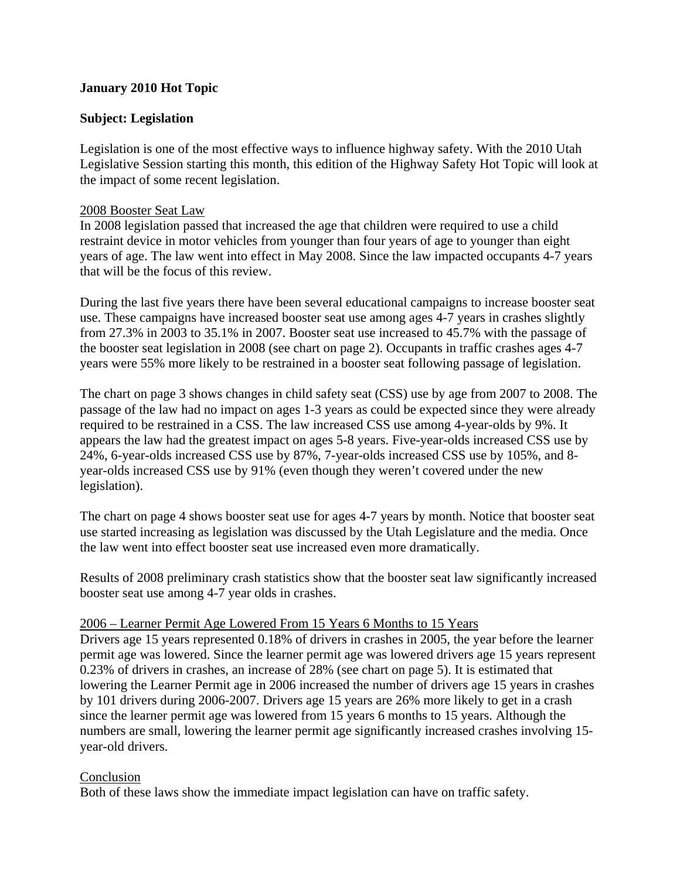**January 2010 Hot Topic**

**Subject: Legislation**

Legislation is one of the most effective ways to influence highway safety. With the 2010 Utah Legislative Session starting this month, this edition of the Highway Safety Hot Topic will look at the impact of some recent legislation.

<u>2008 Booster Seat Law</u>

In 2008 legislation passed that increased the age that children were required to use a child restraint device in motor vehicles from younger than four years of age to younger than eight years of age. The law went into effect in May 2008. Since the law impacted occupants 4-7 years that will be the focus of this review.

During the last five years there have been several educational campaigns to increase booster seat use. These campaigns have increased booster seat use among ages 4-7 years in crashes slightly from 27.3% in 2003 to 35.1% in 2007. Booster seat use increased to 45.7% with the passage of the booster seat legislation in 2008 (see chart on page 2). Occupants in traffic crashes ages 4-7 years were 55% more likely to be restrained in a booster seat following passage of legislation.

The chart on page 3 shows changes in child safety seat (CSS) use by age from 2007 to 2008. The passage of the law had no impact on ages 1-3 years as could be expected since they were already required to be restrained in a CSS. The law increased CSS use among 4-year-olds by 9%. It appears the law had the greatest impact on ages 5-8 years. Five-year-olds increased CSS use by 24%, 6-year-olds increased CSS use by 87%, 7-year-olds increased CSS use by 105%, and 8-year-olds increased CSS use by 91% (even though they weren't covered under the new legislation).

The chart on page 4 shows booster seat use for ages 4-7 years by month. Notice that booster seat use started increasing as legislation was discussed by the Utah Legislature and the media. Once the law went into effect booster seat use increased even more dramatically.

Results of 2008 preliminary crash statistics show that the booster seat law significantly increased booster seat use among 4-7 year olds in crashes.

<u>2006 – Learner Permit Age Lowered From 15 Years 6 Months to 15 Years</u>

Drivers age 15 years represented 0.18% of drivers in crashes in 2005, the year before the learner permit age was lowered. Since the learner permit age was lowered drivers age 15 years represent 0.23% of drivers in crashes, an increase of 28% (see chart on page 5). It is estimated that lowering the Learner Permit age in 2006 increased the number of drivers age 15 years in crashes by 101 drivers during 2006-2007. Drivers age 15 years are 26% more likely to get in a crash since the learner permit age was lowered from 15 years 6 months to 15 years. Although the numbers are small, lowering the learner permit age significantly increased crashes involving 15-year-old drivers.

<u>Conclusion</u>

Both of these laws show the immediate impact legislation can have on traffic safety.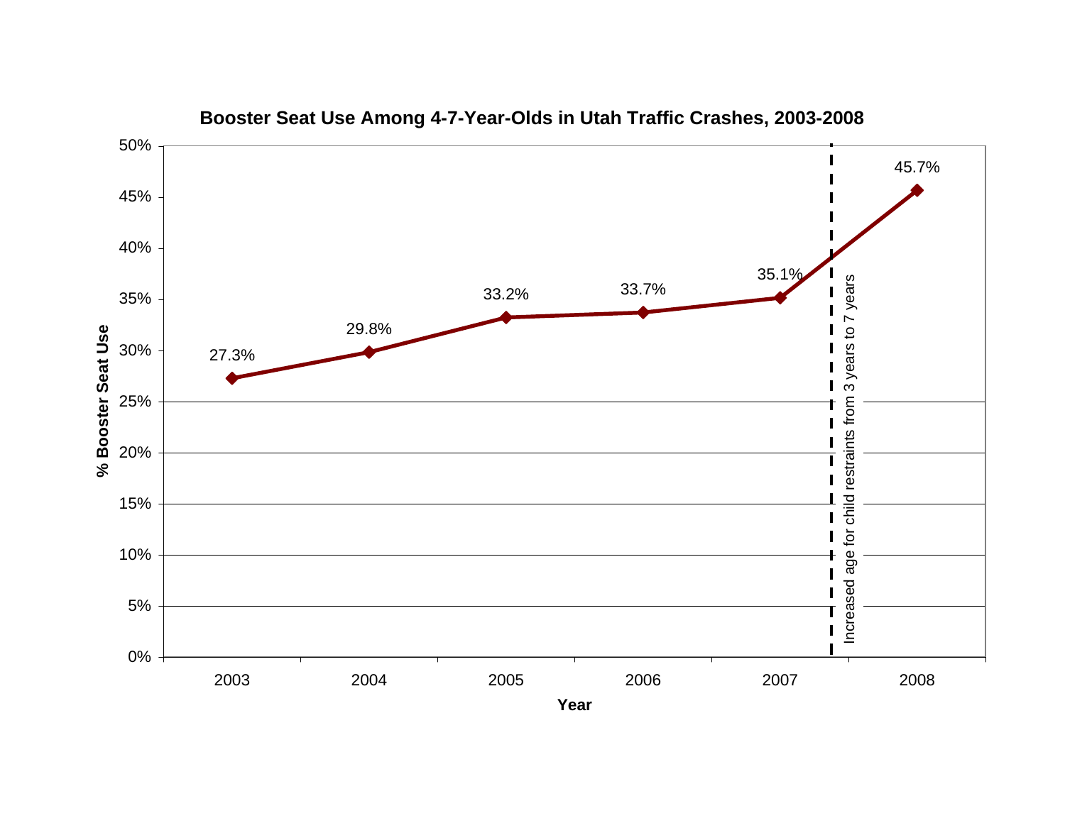**Booster Seat Use Among 4-7-Year-Olds in Utah Traffic Crashes, 2003-2008**

| Year | % Booster Seat Use |
|---|---|
| 2003 | 27.3% |
| 2004 | 29.8% |
| 2005 | 33.2% |
| 2006 | 33.7% |
| 2007 | 35.1% |
| 2008 | 45.7% |

Increased age for child restraints from 3 years to 7 years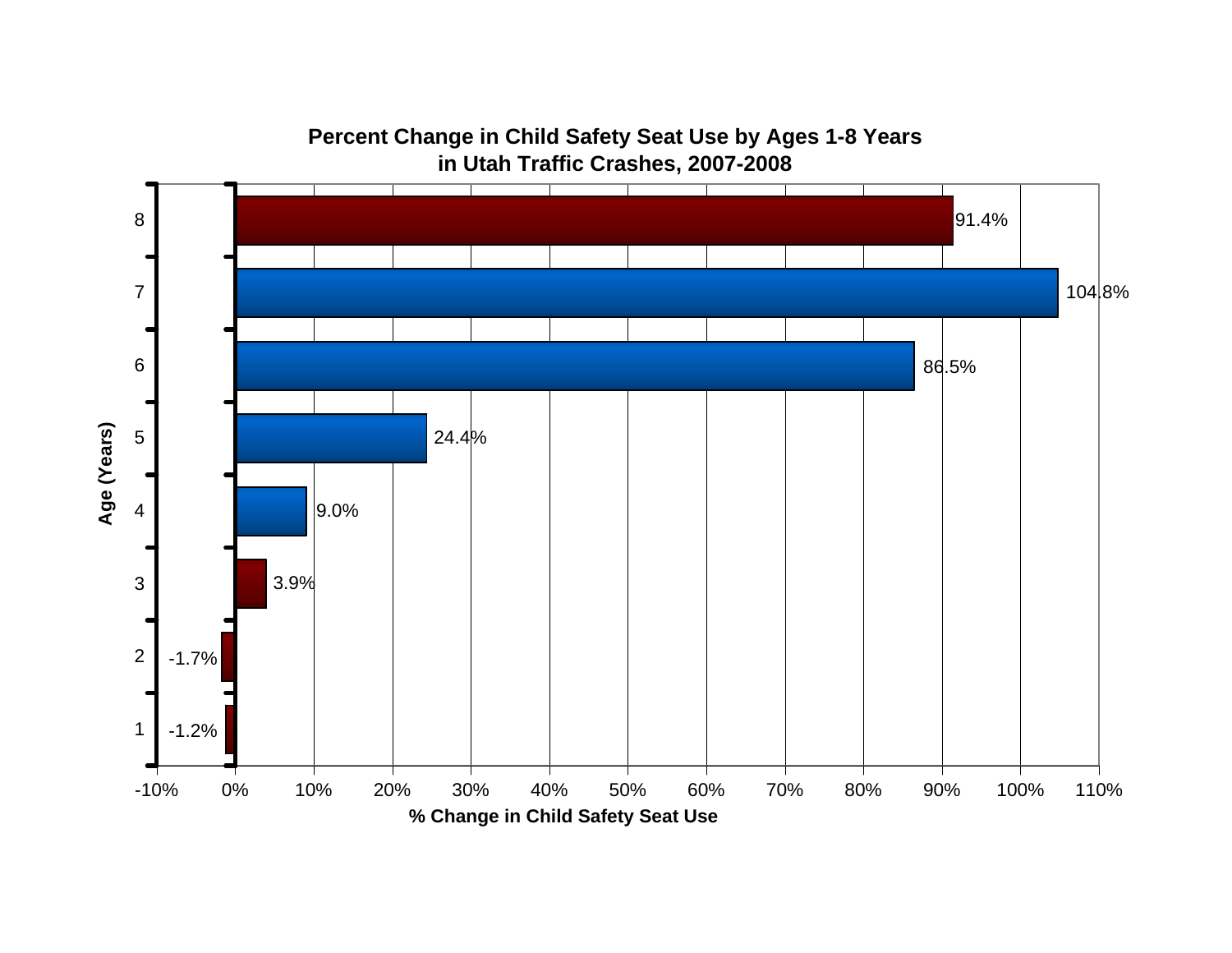**Percent Change in Child Safety Seat Use by Ages 1-8 Years in Utah Traffic Crashes, 2007-2008**

| Age (Years) | % Change in Child Safety Seat Use |
|---|---|
| 8 | 91.4% |
| 7 | 104.8% |
| 6 | 86.5% |
| 5 | 24.4% |
| 4 | 9.0% |
| 3 | 3.9% |
| 2 | -1.7% |
| 1 | -1.2% |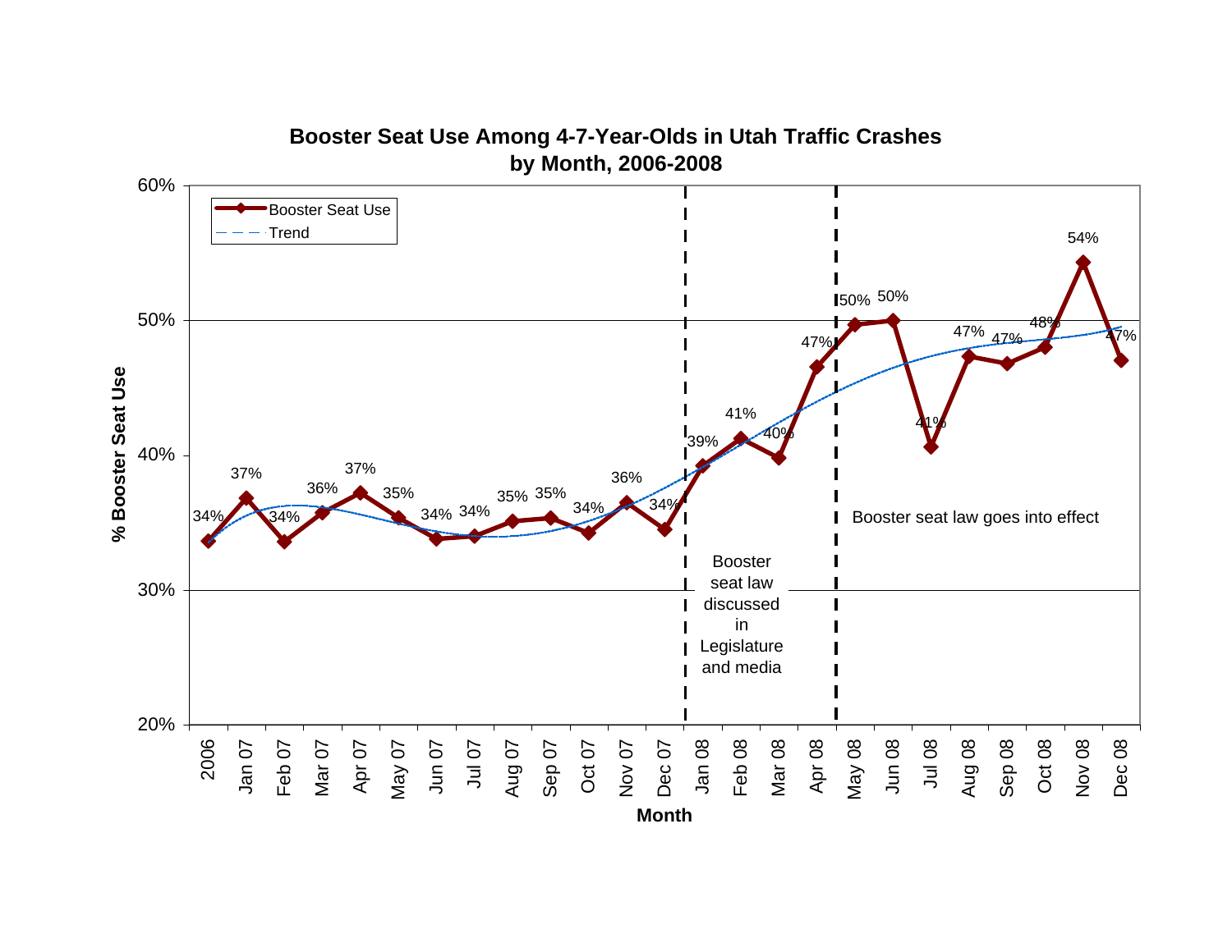# Booster Seat Use Among 4-7-Year-Olds in Utah Traffic Crashes by Month, 2006-2008

| Month | % Booster Seat Use |
|---|---|
| 2006 | 34% |
| Jan 07 | 37% |
| Feb 07 | 34% |
| Mar 07 | 36% |
| Apr 07 | 37% |
| May 07 | 35% |
| Jun 07 | 34% |
| Jul 07 | 34% |
| Aug 07 | 35% |
| Sep 07 | 35% |
| Oct 07 | 34% |
| Nov 07 | 36% |
| Dec 07 | 34% |
| Jan 08 | 39% |
| Feb 08 | 41% |
| Mar 08 | 40% |
| Apr 08 | 47% |
| May 08 | 50% |
| Jun 08 | 50% |
| Jul 08 | 41% |
| Aug 08 | 47% |
| Sep 08 | 47% |
| Oct 08 | 48% |
| Nov 08 | 54% |
| Dec 08 | 47% |

Legend: Booster Seat Use; Trend

Jan 08 – Apr 08: Booster seat law discussed in Legislature and media

May 08 onward: Booster seat law goes into effect

Y-axis: % Booster Seat Use (20%–60%)

X-axis: Month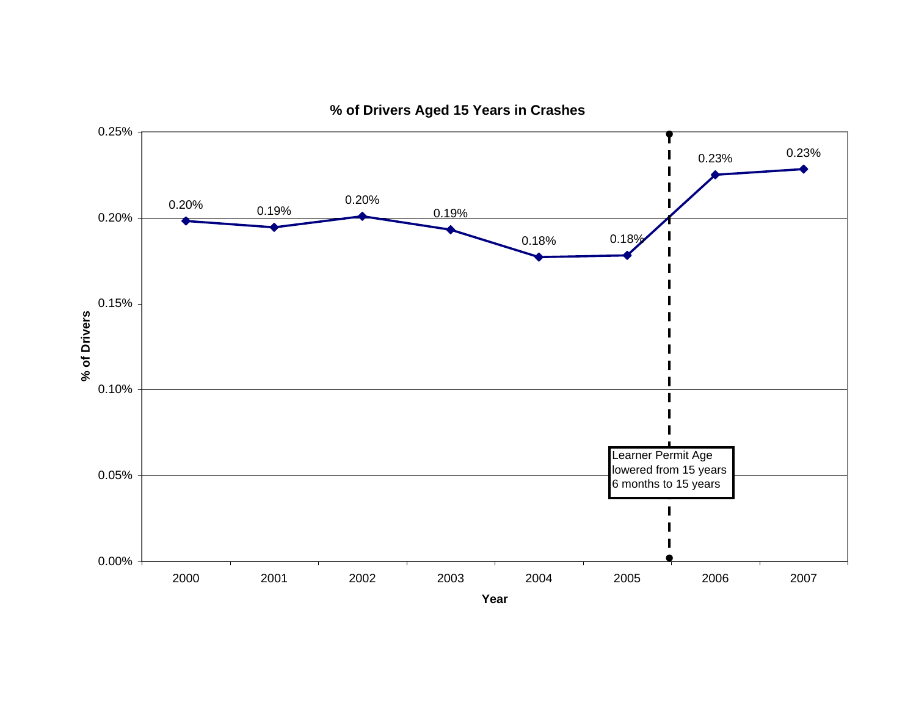**% of Drivers Aged 15 Years in Crashes**

% of Drivers

0.25%
0.20%
0.15%
0.10%
0.05%
0.00%

0.20%
0.19%
0.20%
0.19%
0.18%
0.18%
0.23%
0.23%

Learner Permit Age lowered from 15 years 6 months to 15 years

2000
2001
2002
2003
2004
2005
2006
2007

Year